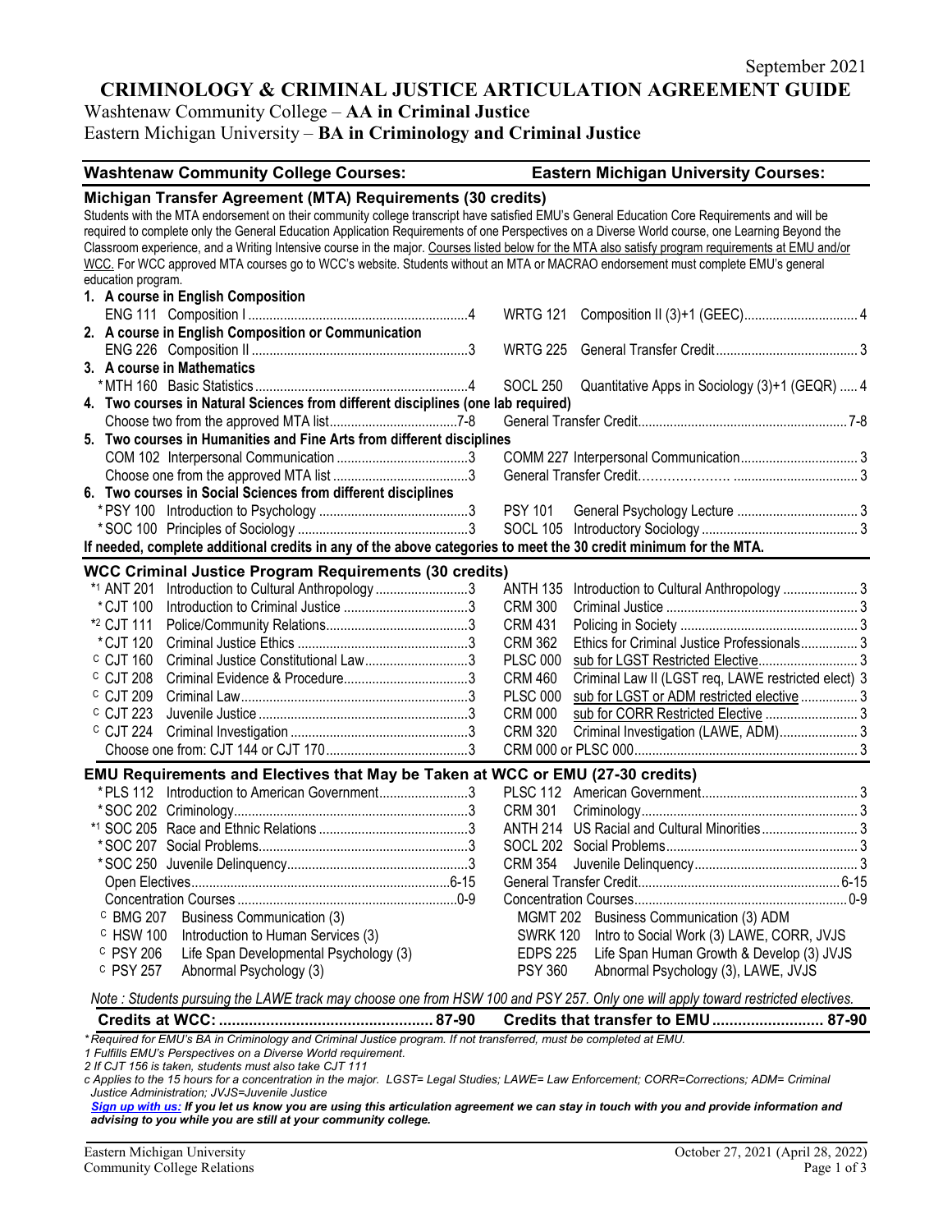September 2021

# CRIMINOLOGY & CRIMINAL JUSTICE ARTICULATION AGREEMENT GUIDE

Washtenaw Community College – **AA in Criminal Justice**
Eastern Michigan University – **BA in Criminology and Criminal Justice**

| Washtenaw Community College Courses: | | Eastern Michigan University Courses: | |
|---|---|---|---|

## Michigan Transfer Agreement (MTA) Requirements (30 credits)

Students with the MTA endorsement on their community college transcript have satisfied EMU's General Education Core Requirements and will be required to complete only the General Education Application Requirements of one Perspectives on a Diverse World course, one Learning Beyond the Classroom experience, and a Writing Intensive course in the major. Courses listed below for the MTA also satisfy program requirements at EMU and/or WCC. For WCC approved MTA courses go to WCC's website. Students without an MTA or MACRAO endorsement must complete EMU's general education program.

| WCC Course | Credits | EMU Course | Credits |
|---|---|---|---|
| **1. A course in English Composition** | | | |
| ENG 111 Composition I | 4 | WRTG 121 Composition II (3)+1 (GEEC) | 4 |
| **2. A course in English Composition or Communication** | | | |
| ENG 226 Composition II | 3 | WRTG 225 General Transfer Credit | 3 |
| **3. A course in Mathematics** | | | |
| *MTH 160 Basic Statistics | 4 | SOCL 250 Quantitative Apps in Sociology (3)+1 (GEQR) | 4 |
| **4. Two courses in Natural Sciences from different disciplines (one lab required)** | | | |
| Choose two from the approved MTA list | 7-8 | General Transfer Credit | 7-8 |
| **5. Two courses in Humanities and Fine Arts from different disciplines** | | | |
| COM 102 Interpersonal Communication | 3 | COMM 227 Interpersonal Communication | 3 |
| Choose one from the approved MTA list | 3 | General Transfer Credit | 3 |
| **6. Two courses in Social Sciences from different disciplines** | | | |
| *PSY 100 Introduction to Psychology | 3 | PSY 101 General Psychology Lecture | 3 |
| *SOC 100 Principles of Sociology | 3 | SOCL 105 Introductory Sociology | 3 |

**If needed, complete additional credits in any of the above categories to meet the 30 credit minimum for the MTA.**

## WCC Criminal Justice Program Requirements (30 credits)

| WCC Course | Credits | EMU Course | Credits |
|---|---|---|---|
| *[1] ANT 201 Introduction to Cultural Anthropology | 3 | ANTH 135 Introduction to Cultural Anthropology | 3 |
| *CJT 100 Introduction to Criminal Justice | 3 | CRM 300 Criminal Justice | 3 |
| *[2] CJT 111 Police/Community Relations | 3 | CRM 431 Policing in Society | 3 |
| *CJT 120 Criminal Justice Ethics | 3 | CRM 362 Ethics for Criminal Justice Professionals | 3 |
| [c] CJT 160 Criminal Justice Constitutional Law | 3 | PLSC 000 sub for LGST Restricted Elective | 3 |
| [c] CJT 208 Criminal Evidence & Procedure | 3 | CRM 460 Criminal Law II (LGST req, LAWE restricted elect) | 3 |
| [c] CJT 209 Criminal Law | 3 | PLSC 000 sub for LGST or ADM restricted elective | 3 |
| [c] CJT 223 Juvenile Justice | 3 | CRM 000 sub for CORR Restricted Elective | 3 |
| [c] CJT 224 Criminal Investigation | 3 | CRM 320 Criminal Investigation (LAWE, ADM) | 3 |
| Choose one from: CJT 144 or CJT 170 | 3 | CRM 000 or PLSC 000 | 3 |

## EMU Requirements and Electives that May be Taken at WCC or EMU (27-30 credits)

| WCC Course | Credits | EMU Course | Credits |
|---|---|---|---|
| *PLS 112 Introduction to American Government | 3 | PLSC 112 American Government | 3 |
| *SOC 202 Criminology | 3 | CRM 301 Criminology | 3 |
| *[1] SOC 205 Race and Ethnic Relations | 3 | ANTH 214 US Racial and Cultural Minorities | 3 |
| *SOC 207 Social Problems | 3 | SOCL 202 Social Problems | 3 |
| *SOC 250 Juvenile Delinquency | 3 | CRM 354 Juvenile Delinquency | 3 |
| Open Electives | 6-15 | General Transfer Credit | 6-15 |
| Concentration Courses | 0-9 | Concentration Courses | 0-9 |
| [c] BMG 207 Business Communication (3) | | MGMT 202 Business Communication (3) ADM | |
| [c] HSW 100 Introduction to Human Services (3) | | SWRK 120 Intro to Social Work (3) LAWE, CORR, JVJS | |
| [c] PSY 206 Life Span Developmental Psychology (3) | | EDPS 225 Life Span Human Growth & Develop (3) JVJS | |
| [c] PSY 257 Abnormal Psychology (3) | | PSY 360 Abnormal Psychology (3), LAWE, JVJS | |

*Note : Students pursuing the LAWE track may choose one from HSW 100 and PSY 257. Only one will apply toward restricted electives.*

| **Credits at WCC:** | **87-90** | **Credits that transfer to EMU** | **87-90** |
|---|---|---|---|

*\* Required for EMU's BA in Criminology and Criminal Justice program. If not transferred, must be completed at EMU.*
*1 Fulfills EMU's Perspectives on a Diverse World requirement.*
*2 If CJT 156 is taken, students must also take CJT 111*
*c Applies to the 15 hours for a concentration in the major. LGST= Legal Studies; LAWE= Law Enforcement; CORR=Corrections; ADM= Criminal Justice Administration; JVJS=Juvenile Justice*

***Sign up with us:** If you let us know you are using this articulation agreement we can stay in touch with you and provide information and advising to you while you are still at your community college.*

Eastern Michigan University
Community College Relations

October 27, 2021 (April 28, 2022)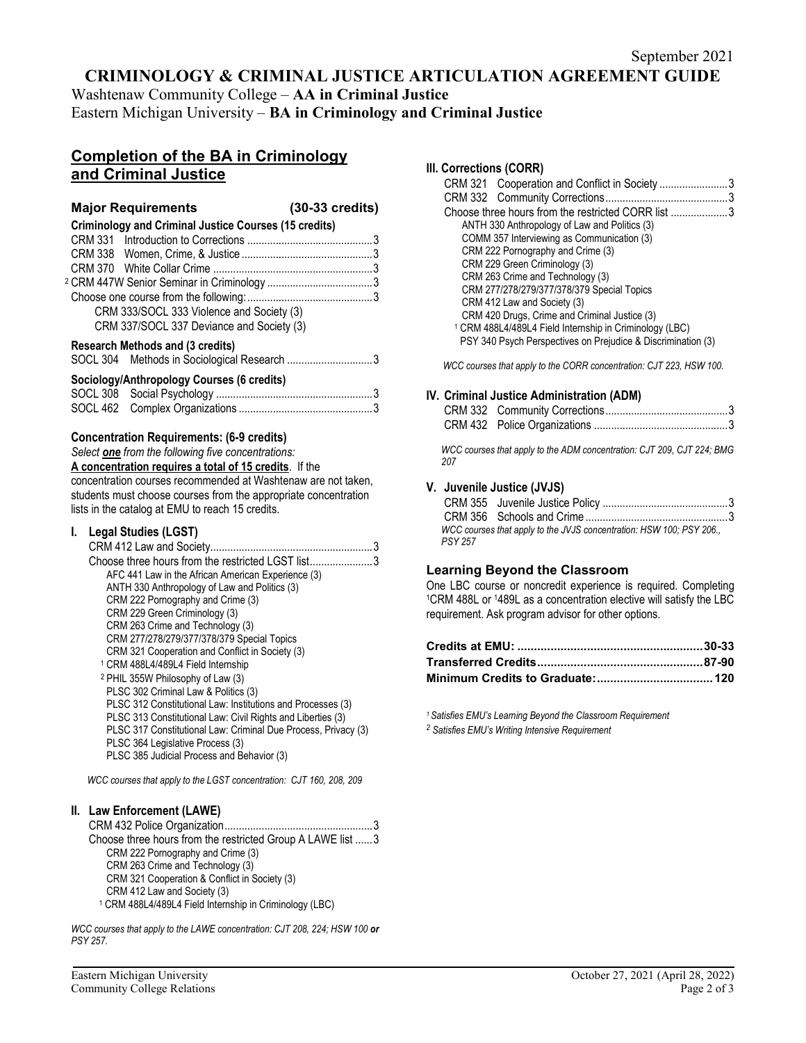September 2021

# CRIMINOLOGY & CRIMINAL JUSTICE ARTICULATION AGREEMENT GUIDE

Washtenaw Community College – **AA in Criminal Justice**
Eastern Michigan University – **BA in Criminology and Criminal Justice**

## Completion of the BA in Criminology and Criminal Justice

### Major Requirements (30-33 credits)

**Criminology and Criminal Justice Courses (15 credits)**

CRM 331 Introduction to Corrections ........................................ 3
CRM 338 Women, Crime, & Justice ........................................ 3
CRM 370 White Collar Crime ........................................ 3
[2] CRM 447W Senior Seminar in Criminology ........................................ 3
Choose one course from the following: ........................................ 3
- CRM 333/SOCL 333 Violence and Society (3)
- CRM 337/SOCL 337 Deviance and Society (3)

**Research Methods and (3 credits)**

SOCL 304 Methods in Sociological Research ........................................ 3

**Sociology/Anthropology Courses (6 credits)**

SOCL 308 Social Psychology ........................................ 3
SOCL 462 Complex Organizations ........................................ 3

### Concentration Requirements: (6-9 credits)

*Select **one** from the following five concentrations:*
**A concentration requires a total of 15 credits**. If the concentration courses recommended at Washtenaw are not taken, students must choose courses from the appropriate concentration lists in the catalog at EMU to reach 15 credits.

#### I. Legal Studies (LGST)

CRM 412 Law and Society ........................................ 3
Choose three hours from the restricted LGST list ........................................ 3
- AFC 441 Law in the African American Experience (3)
- ANTH 330 Anthropology of Law and Politics (3)
- CRM 222 Pornography and Crime (3)
- CRM 229 Green Criminology (3)
- CRM 263 Crime and Technology (3)
- CRM 277/278/279/377/378/379 Special Topics
- CRM 321 Cooperation and Conflict in Society (3)
- [1] CRM 488L4/489L4 Field Internship
- [2] PHIL 355W Philosophy of Law (3)
- PLSC 302 Criminal Law & Politics (3)
- PLSC 312 Constitutional Law: Institutions and Processes (3)
- PLSC 313 Constitutional Law: Civil Rights and Liberties (3)
- PLSC 317 Constitutional Law: Criminal Due Process, Privacy (3)
- PLSC 364 Legislative Process (3)
- PLSC 385 Judicial Process and Behavior (3)

*WCC courses that apply to the LGST concentration: CJT 160, 208, 209*

#### II. Law Enforcement (LAWE)

CRM 432 Police Organization ........................................ 3
Choose three hours from the restricted Group A LAWE list ........................................ 3
- CRM 222 Pornography and Crime (3)
- CRM 263 Crime and Technology (3)
- CRM 321 Cooperation & Conflict in Society (3)
- CRM 412 Law and Society (3)
- [1] CRM 488L4/489L4 Field Internship in Criminology (LBC)

*WCC courses that apply to the LAWE concentration: CJT 208, 224; HSW 100 **or** PSY 257.*

#### III. Corrections (CORR)

CRM 321 Cooperation and Conflict in Society ........................................ 3
CRM 332 Community Corrections ........................................ 3
Choose three hours from the restricted CORR list ........................................ 3
- ANTH 330 Anthropology of Law and Politics (3)
- COMM 357 Interviewing as Communication (3)
- CRM 222 Pornography and Crime (3)
- CRM 229 Green Criminology (3)
- CRM 263 Crime and Technology (3)
- CRM 277/278/279/377/378/379 Special Topics
- CRM 412 Law and Society (3)
- CRM 420 Drugs, Crime and Criminal Justice (3)
- [1] CRM 488L4/489L4 Field Internship in Criminology (LBC)
- PSY 340 Psych Perspectives on Prejudice & Discrimination (3)

*WCC courses that apply to the CORR concentration: CJT 223, HSW 100.*

#### IV. Criminal Justice Administration (ADM)

CRM 332 Community Corrections ........................................ 3
CRM 432 Police Organizations ........................................ 3

*WCC courses that apply to the ADM concentration: CJT 209, CJT 224; BMG 207*

#### V. Juvenile Justice (JVJS)

CRM 355 Juvenile Justice Policy ........................................ 3
CRM 356 Schools and Crime ........................................ 3

*WCC courses that apply to the JVJS concentration: HSW 100; PSY 206., PSY 257*

### Learning Beyond the Classroom

One LBC course or noncredit experience is required. Completing [1]CRM 488L or [1]489L as a concentration elective will satisfy the LBC requirement. Ask program advisor for other options.

**Credits at EMU: ........................................ 30-33**
**Transferred Credits ........................................ 87-90**
**Minimum Credits to Graduate: ........................................ 120**

*[1] Satisfies EMU's Learning Beyond the Classroom Requirement*
*[2] Satisfies EMU's Writing Intensive Requirement*

Eastern Michigan University
Community College Relations

October 27, 2021 (April 28, 2022)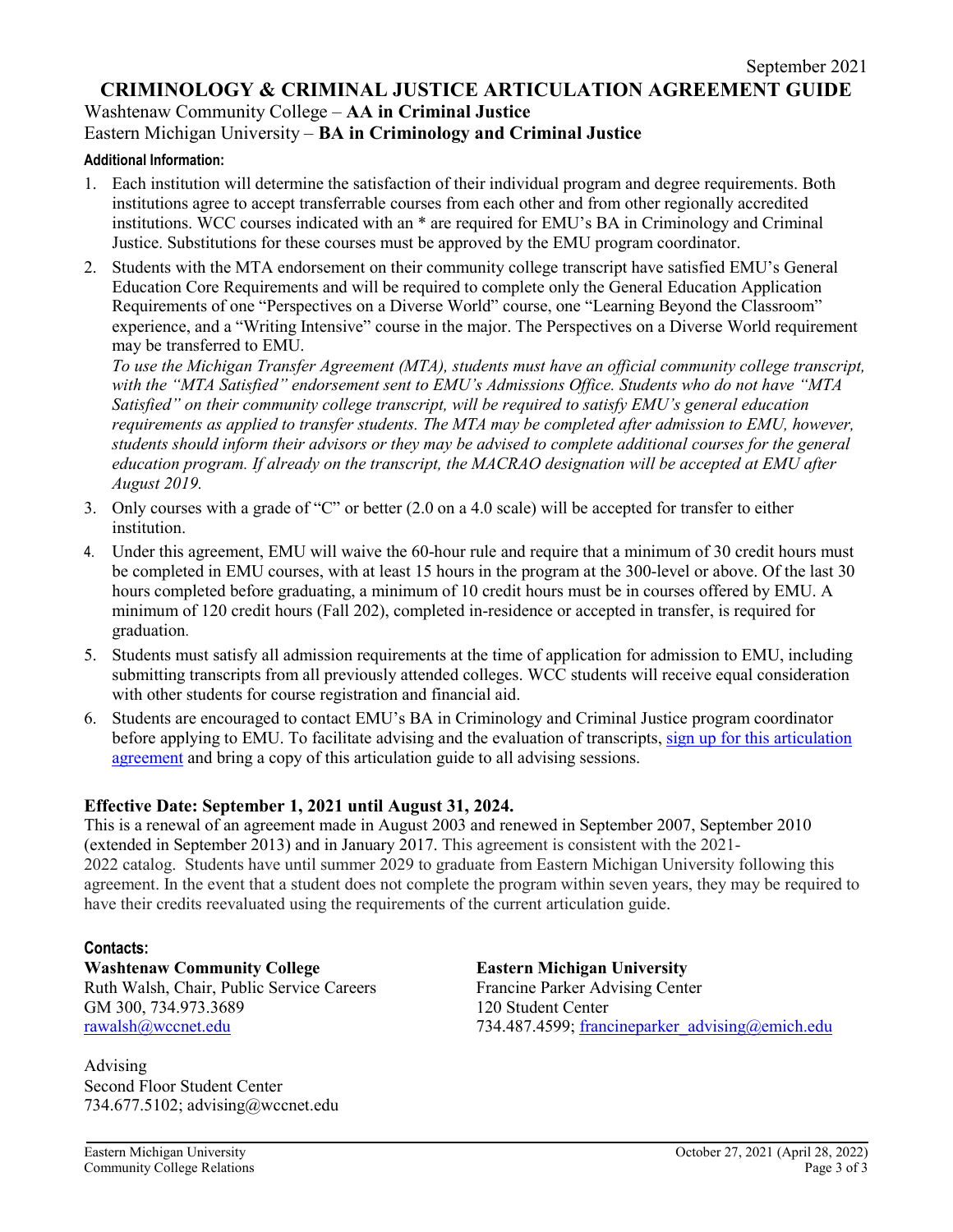September 2021

# CRIMINOLOGY & CRIMINAL JUSTICE ARTICULATION AGREEMENT GUIDE

Washtenaw Community College – **AA in Criminal Justice**
Eastern Michigan University – **BA in Criminology and Criminal Justice**

**Additional Information:**

1. Each institution will determine the satisfaction of their individual program and degree requirements. Both institutions agree to accept transferrable courses from each other and from other regionally accredited institutions. WCC courses indicated with an * are required for EMU's BA in Criminology and Criminal Justice. Substitutions for these courses must be approved by the EMU program coordinator.
2. Students with the MTA endorsement on their community college transcript have satisfied EMU's General Education Core Requirements and will be required to complete only the General Education Application Requirements of one "Perspectives on a Diverse World" course, one "Learning Beyond the Classroom" experience, and a "Writing Intensive" course in the major. The Perspectives on a Diverse World requirement may be transferred to EMU.
   *To use the Michigan Transfer Agreement (MTA), students must have an official community college transcript, with the "MTA Satisfied" endorsement sent to EMU's Admissions Office. Students who do not have "MTA Satisfied" on their community college transcript, will be required to satisfy EMU's general education requirements as applied to transfer students. The MTA may be completed after admission to EMU, however, students should inform their advisors or they may be advised to complete additional courses for the general education program. If already on the transcript, the MACRAO designation will be accepted at EMU after August 2019.*
3. Only courses with a grade of "C" or better (2.0 on a 4.0 scale) will be accepted for transfer to either institution.
4. Under this agreement, EMU will waive the 60-hour rule and require that a minimum of 30 credit hours must be completed in EMU courses, with at least 15 hours in the program at the 300-level or above. Of the last 30 hours completed before graduating, a minimum of 10 credit hours must be in courses offered by EMU. A minimum of 120 credit hours (Fall 202), completed in-residence or accepted in transfer, is required for graduation.
5. Students must satisfy all admission requirements at the time of application for admission to EMU, including submitting transcripts from all previously attended colleges. WCC students will receive equal consideration with other students for course registration and financial aid.
6. Students are encouraged to contact EMU's BA in Criminology and Criminal Justice program coordinator before applying to EMU. To facilitate advising and the evaluation of transcripts, sign up for this articulation agreement and bring a copy of this articulation guide to all advising sessions.

**Effective Date: September 1, 2021 until August 31, 2024.**

This is a renewal of an agreement made in August 2003 and renewed in September 2007, September 2010 (extended in September 2013) and in January 2017. This agreement is consistent with the 2021-2022 catalog. Students have until summer 2029 to graduate from Eastern Michigan University following this agreement. In the event that a student does not complete the program within seven years, they may be required to have their credits reevaluated using the requirements of the current articulation guide.

**Contacts:**

**Washtenaw Community College**
Ruth Walsh, Chair, Public Service Careers
GM 300, 734.973.3689
rawalsh@wccnet.edu

Advising
Second Floor Student Center
734.677.5102; advising@wccnet.edu

**Eastern Michigan University**
Francine Parker Advising Center
120 Student Center
734.487.4599; francineparker_advising@emich.edu

Eastern Michigan University
Community College Relations

October 27, 2021 (April 28, 2022)